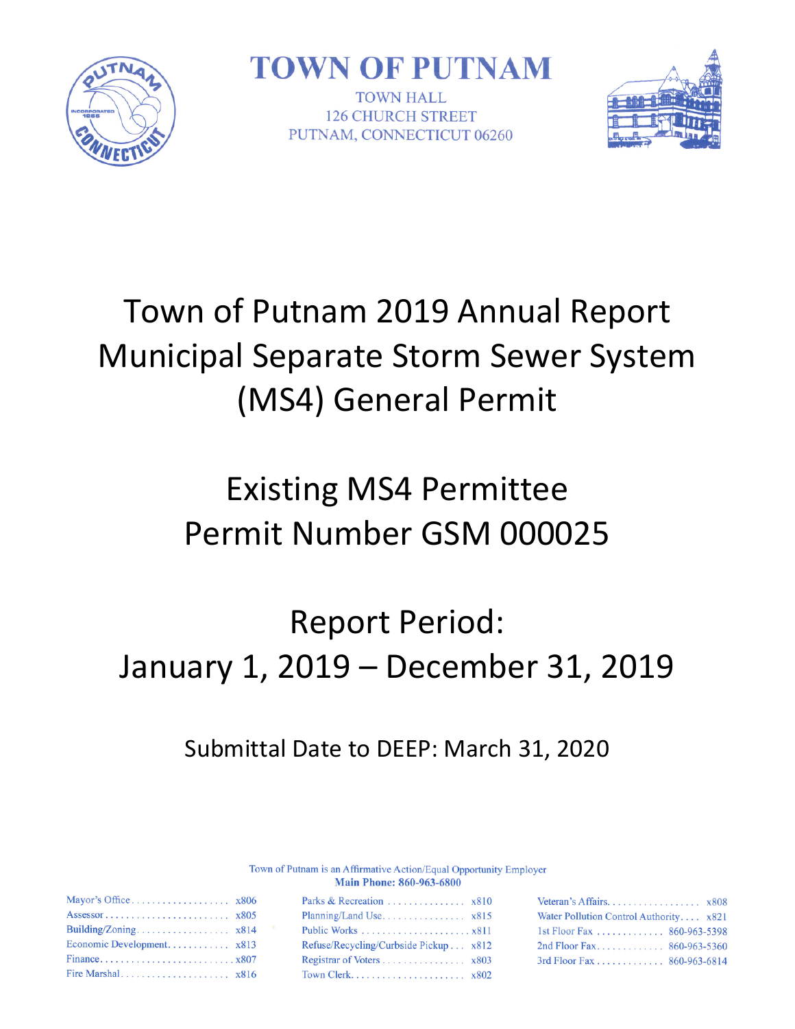# TOWN OF PUTNAM

TOWN HALL
126 CHURCH STREET
PUTNAM, CONNECTICUT 06260

# Town of Putnam 2019 Annual Report Municipal Separate Storm Sewer System (MS4) General Permit

## Existing MS4 Permittee
## Permit Number GSM 000025

## Report Period:
## January 1, 2019 – December 31, 2019

Submittal Date to DEEP: March 31, 2020

Town of Putnam is an Affirmative Action/Equal Opportunity Employer
**Main Phone: 860-963-6800**

| | | | | | |
|---|---|---|---|---|---|
| Mayor's Office | x806 | Parks & Recreation | x810 | Veteran's Affairs | x808 |
| Assessor | x805 | Planning/Land Use | x815 | Water Pollution Control Authority | x821 |
| Building/Zoning | x814 | Public Works | x811 | 1st Floor Fax | 860-963-5398 |
| Economic Development | x813 | Refuse/Recycling/Curbside Pickup | x812 | 2nd Floor Fax | 860-963-5360 |
| Finance | x807 | Registrar of Voters | x803 | 3rd Floor Fax | 860-963-6814 |
| Fire Marshal | x816 | Town Clerk | x802 | | |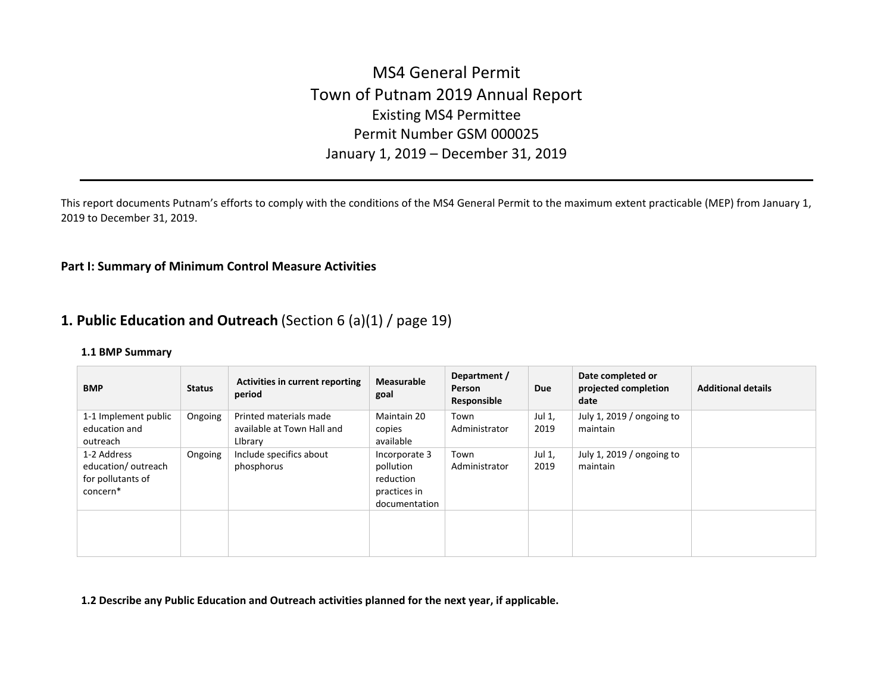# MS4 General Permit
# Town of Putnam 2019 Annual Report
## Existing MS4 Permittee
## Permit Number GSM 000025
## January 1, 2019 – December 31, 2019

---

This report documents Putnam's efforts to comply with the conditions of the MS4 General Permit to the maximum extent practicable (MEP) from January 1, 2019 to December 31, 2019.

**Part I: Summary of Minimum Control Measure Activities**

## 1. Public Education and Outreach (Section 6 (a)(1) / page 19)

### 1.1 BMP Summary

| BMP | Status | Activities in current reporting period | Measurable goal | Department / Person Responsible | Due | Date completed or projected completion date | Additional details |
|---|---|---|---|---|---|---|---|
| 1-1 Implement public education and outreach | Ongoing | Printed materials made available at Town Hall and LIbrary | Maintain 20 copies available | Town Administrator | Jul 1, 2019 | July 1, 2019 / ongoing to maintain | |
| 1-2 Address education/ outreach for pollutants of concern* | Ongoing | Include specifics about phosphorus | Incorporate 3 pollution reduction practices in documentation | Town Administrator | Jul 1, 2019 | July 1, 2019 / ongoing to maintain | |
| | | | | | | | |

**1.2 Describe any Public Education and Outreach activities planned for the next year, if applicable.**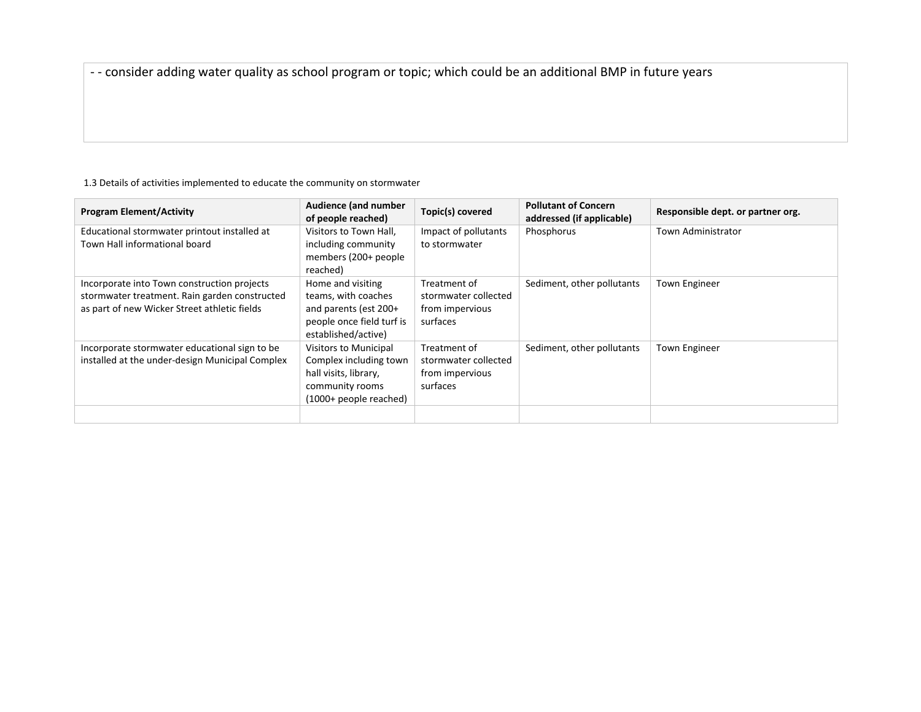- - consider adding water quality as school program or topic; which could be an additional BMP in future years

1.3 Details of activities implemented to educate the community on stormwater

| Program Element/Activity | Audience (and number of people reached) | Topic(s) covered | Pollutant of Concern addressed (if applicable) | Responsible dept. or partner org. |
|---|---|---|---|---|
| Educational stormwater printout installed at Town Hall informational board | Visitors to Town Hall, including community members (200+ people reached) | Impact of pollutants to stormwater | Phosphorus | Town Administrator |
| Incorporate into Town construction projects stormwater treatment. Rain garden constructed as part of new Wicker Street athletic fields | Home and visiting teams, with coaches and parents (est 200+ people once field turf is established/active) | Treatment of stormwater collected from impervious surfaces | Sediment, other pollutants | Town Engineer |
| Incorporate stormwater educational sign to be installed at the under-design Municipal Complex | Visitors to Municipal Complex including town hall visits, library, community rooms (1000+ people reached) | Treatment of stormwater collected from impervious surfaces | Sediment, other pollutants | Town Engineer |
| | | | | |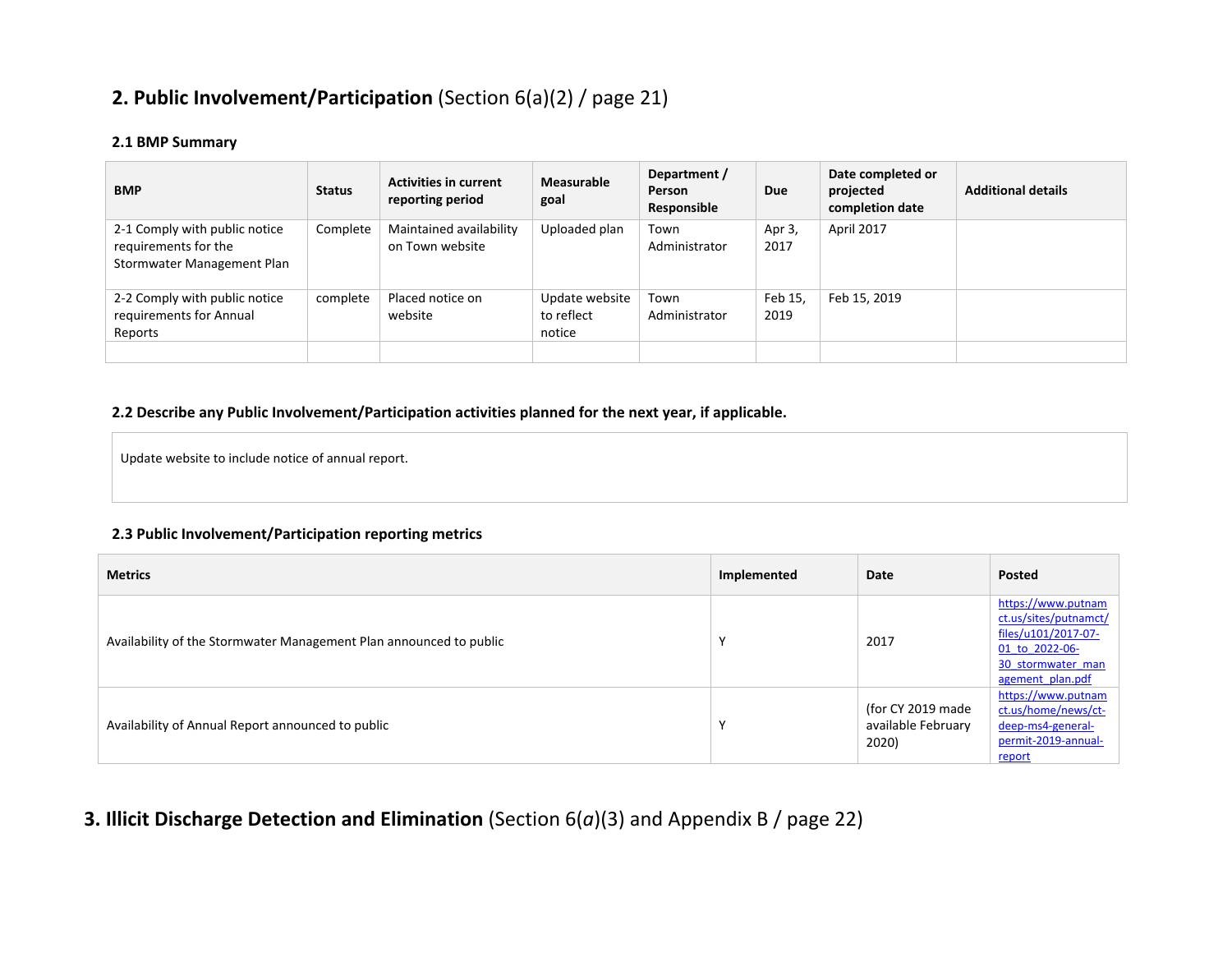## 2. Public Involvement/Participation (Section 6(a)(2) / page 21)

### 2.1 BMP Summary

| BMP | Status | Activities in current reporting period | Measurable goal | Department / Person Responsible | Due | Date completed or projected completion date | Additional details |
|---|---|---|---|---|---|---|---|
| 2-1 Comply with public notice requirements for the Stormwater Management Plan | Complete | Maintained availability on Town website | Uploaded plan | Town Administrator | Apr 3, 2017 | April 2017 | |
| 2-2 Comply with public notice requirements for Annual Reports | complete | Placed notice on website | Update website to reflect notice | Town Administrator | Feb 15, 2019 | Feb 15, 2019 | |
| | | | | | | | |

### 2.2 Describe any Public Involvement/Participation activities planned for the next year, if applicable.

Update website to include notice of annual report.

### 2.3 Public Involvement/Participation reporting metrics

| Metrics | Implemented | Date | Posted |
|---|---|---|---|
| Availability of the Stormwater Management Plan announced to public | Y | 2017 | https://www.putnamct.us/sites/putnamct/files/u101/2017-07-01_to_2022-06-30_stormwater_management_plan.pdf |
| Availability of Annual Report announced to public | Y | (for CY 2019 made available February 2020) | https://www.putnamct.us/home/news/ct-deep-ms4-general-permit-2019-annual-report |

## 3. Illicit Discharge Detection and Elimination (Section 6(*a*)(3) and Appendix B / page 22)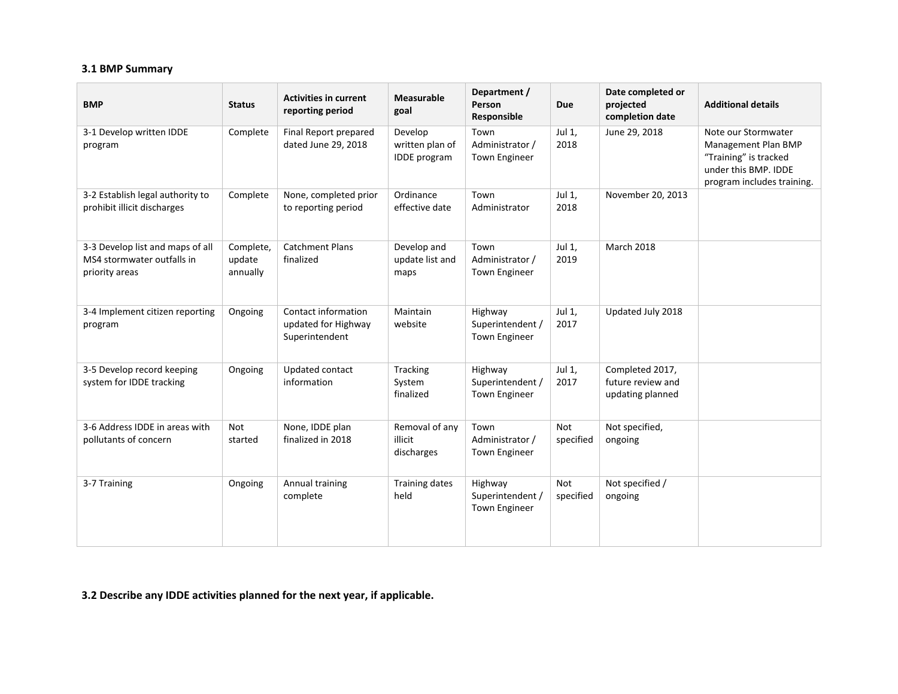### 3.1 BMP Summary

| BMP | Status | Activities in current reporting period | Measurable goal | Department / Person Responsible | Due | Date completed or projected completion date | Additional details |
|---|---|---|---|---|---|---|---|
| 3-1 Develop written IDDE program | Complete | Final Report prepared dated June 29, 2018 | Develop written plan of IDDE program | Town Administrator / Town Engineer | Jul 1, 2018 | June 29, 2018 | Note our Stormwater Management Plan BMP "Training" is tracked under this BMP. IDDE program includes training. |
| 3-2 Establish legal authority to prohibit illicit discharges | Complete | None, completed prior to reporting period | Ordinance effective date | Town Administrator | Jul 1, 2018 | November 20, 2013 | |
| 3-3 Develop list and maps of all MS4 stormwater outfalls in priority areas | Complete, update annually | Catchment Plans finalized | Develop and update list and maps | Town Administrator / Town Engineer | Jul 1, 2019 | March 2018 | |
| 3-4 Implement citizen reporting program | Ongoing | Contact information updated for Highway Superintendent | Maintain website | Highway Superintendent / Town Engineer | Jul 1, 2017 | Updated July 2018 | |
| 3-5 Develop record keeping system for IDDE tracking | Ongoing | Updated contact information | Tracking System finalized | Highway Superintendent / Town Engineer | Jul 1, 2017 | Completed 2017, future review and updating planned | |
| 3-6 Address IDDE in areas with pollutants of concern | Not started | None, IDDE plan finalized in 2018 | Removal of any illicit discharges | Town Administrator / Town Engineer | Not specified | Not specified, ongoing | |
| 3-7 Training | Ongoing | Annual training complete | Training dates held | Highway Superintendent / Town Engineer | Not specified | Not specified / ongoing | |

**3.2 Describe any IDDE activities planned for the next year, if applicable.**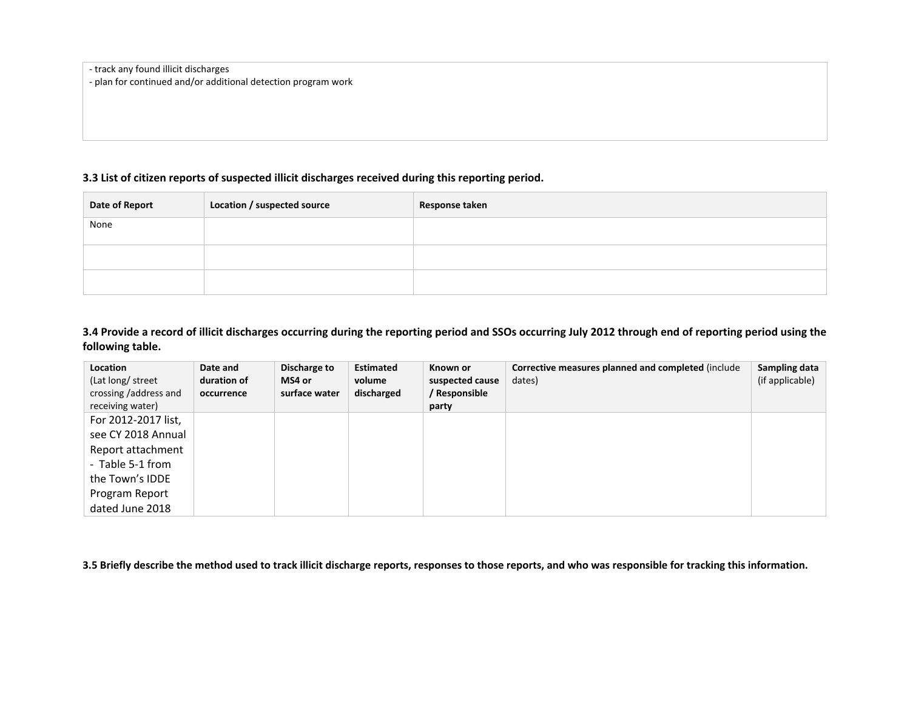- track any found illicit discharges
- plan for continued and/or additional detection program work

### 3.3 List of citizen reports of suspected illicit discharges received during this reporting period.

| Date of Report | Location / suspected source | Response taken |
|---|---|---|
| None | | |
| | | |
| | | |

### 3.4 Provide a record of illicit discharges occurring during the reporting period and SSOs occurring July 2012 through end of reporting period using the following table.

| **Location** (Lat long/ street crossing /address and receiving water) | **Date and duration of occurrence** | **Discharge to MS4 or surface water** | **Estimated volume discharged** | **Known or suspected cause / Responsible party** | **Corrective measures planned and completed** (include dates) | **Sampling data** (if applicable) |
|---|---|---|---|---|---|---|
| For 2012-2017 list, see CY 2018 Annual Report attachment - Table 5-1 from the Town's IDDE Program Report dated June 2018 | | | | | | |

### 3.5 Briefly describe the method used to track illicit discharge reports, responses to those reports, and who was responsible for tracking this information.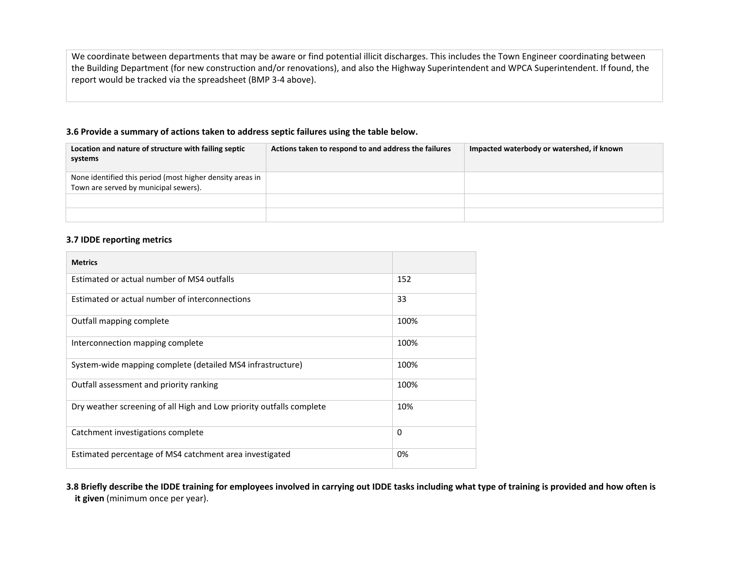We coordinate between departments that may be aware or find potential illicit discharges. This includes the Town Engineer coordinating between the Building Department (for new construction and/or renovations), and also the Highway Superintendent and WPCA Superintendent. If found, the report would be tracked via the spreadsheet (BMP 3-4 above).

**3.6 Provide a summary of actions taken to address septic failures using the table below.**

| Location and nature of structure with failing septic systems | Actions taken to respond to and address the failures | Impacted waterbody or watershed, if known |
|---|---|---|
| None identified this period (most higher density areas in Town are served by municipal sewers). | | |
| | | |
| | | |

**3.7 IDDE reporting metrics**

| Metrics | |
|---|---|
| Estimated or actual number of MS4 outfalls | 152 |
| Estimated or actual number of interconnections | 33 |
| Outfall mapping complete | 100% |
| Interconnection mapping complete | 100% |
| System-wide mapping complete (detailed MS4 infrastructure) | 100% |
| Outfall assessment and priority ranking | 100% |
| Dry weather screening of all High and Low priority outfalls complete | 10% |
| Catchment investigations complete | 0 |
| Estimated percentage of MS4 catchment area investigated | 0% |

**3.8 Briefly describe the IDDE training for employees involved in carrying out IDDE tasks including what type of training is provided and how often is it given** (minimum once per year).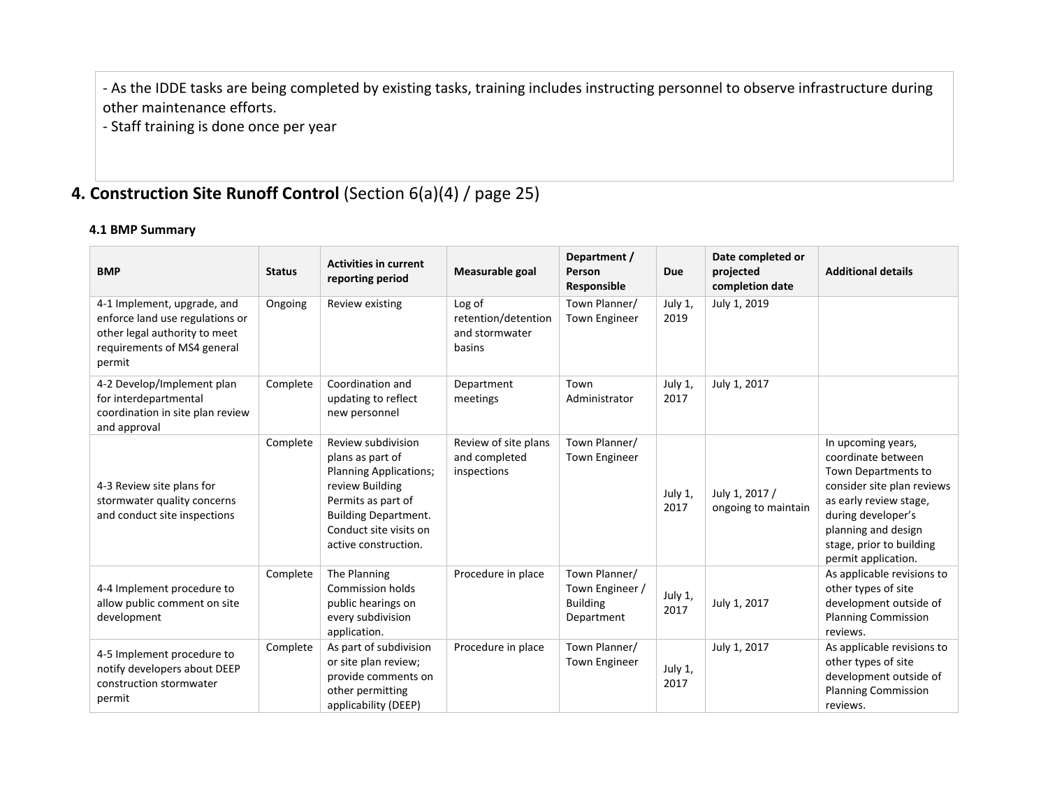- As the IDDE tasks are being completed by existing tasks, training includes instructing personnel to observe infrastructure during other maintenance efforts.
- Staff training is done once per year

## 4. Construction Site Runoff Control (Section 6(a)(4) / page 25)

### 4.1 BMP Summary

| BMP | Status | Activities in current reporting period | Measurable goal | Department / Person Responsible | Due | Date completed or projected completion date | Additional details |
|---|---|---|---|---|---|---|---|
| 4-1 Implement, upgrade, and enforce land use regulations or other legal authority to meet requirements of MS4 general permit | Ongoing | Review existing | Log of retention/detention and stormwater basins | Town Planner/ Town Engineer | July 1, 2019 | July 1, 2019 | |
| 4-2 Develop/Implement plan for interdepartmental coordination in site plan review and approval | Complete | Coordination and updating to reflect new personnel | Department meetings | Town Administrator | July 1, 2017 | July 1, 2017 | |
| 4-3 Review site plans for stormwater quality concerns and conduct site inspections | Complete | Review subdivision plans as part of Planning Applications; review Building Permits as part of Building Department. Conduct site visits on active construction. | Review of site plans and completed inspections | Town Planner/ Town Engineer | July 1, 2017 | July 1, 2017 / ongoing to maintain | In upcoming years, coordinate between Town Departments to consider site plan reviews as early review stage, during developer's planning and design stage, prior to building permit application. |
| 4-4 Implement procedure to allow public comment on site development | Complete | The Planning Commission holds public hearings on every subdivision application. | Procedure in place | Town Planner/ Town Engineer / Building Department | July 1, 2017 | July 1, 2017 | As applicable revisions to other types of site development outside of Planning Commission reviews. |
| 4-5 Implement procedure to notify developers about DEEP construction stormwater permit | Complete | As part of subdivision or site plan review; provide comments on other permitting applicability (DEEP) | Procedure in place | Town Planner/ Town Engineer | July 1, 2017 | July 1, 2017 | As applicable revisions to other types of site development outside of Planning Commission reviews. |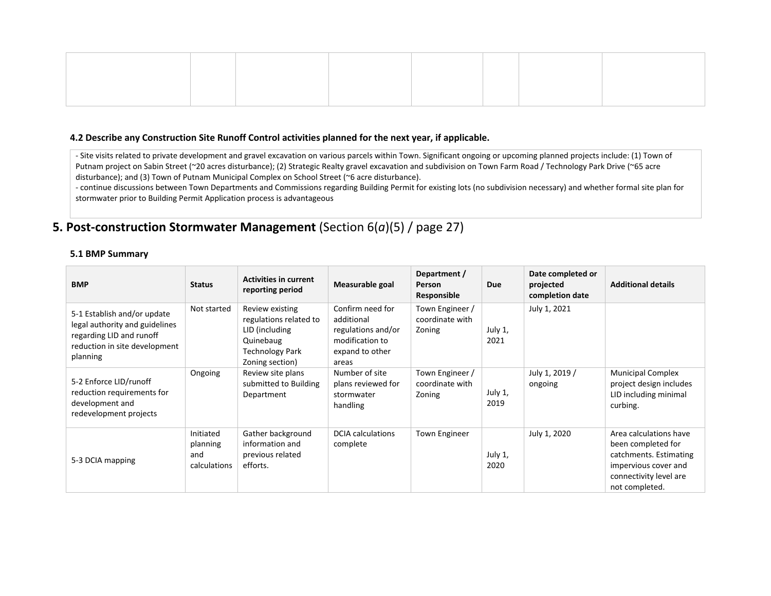#### 4.2 Describe any Construction Site Runoff Control activities planned for the next year, if applicable.

- Site visits related to private development and gravel excavation on various parcels within Town. Significant ongoing or upcoming planned projects include: (1) Town of Putnam project on Sabin Street (~20 acres disturbance); (2) Strategic Realty gravel excavation and subdivision on Town Farm Road / Technology Park Drive (~65 acre disturbance); and (3) Town of Putnam Municipal Complex on School Street (~6 acre disturbance).
- continue discussions between Town Departments and Commissions regarding Building Permit for existing lots (no subdivision necessary) and whether formal site plan for stormwater prior to Building Permit Application process is advantageous

## 5. Post-construction Stormwater Management (Section 6(*a*)(5) / page 27)

#### 5.1 BMP Summary

| BMP | Status | Activities in current reporting period | Measurable goal | Department / Person Responsible | Due | Date completed or projected completion date | Additional details |
|---|---|---|---|---|---|---|---|
| 5-1 Establish and/or update legal authority and guidelines regarding LID and runoff reduction in site development planning | Not started | Review existing regulations related to LID (including Quinebaug Technology Park Zoning section) | Confirm need for additional regulations and/or modification to expand to other areas | Town Engineer / coordinate with Zoning | July 1, 2021 | July 1, 2021 | |
| 5-2 Enforce LID/runoff reduction requirements for development and redevelopment projects | Ongoing | Review site plans submitted to Building Department | Number of site plans reviewed for stormwater handling | Town Engineer / coordinate with Zoning | July 1, 2019 | July 1, 2019 / ongoing | Municipal Complex project design includes LID including minimal curbing. |
| 5-3 DCIA mapping | Initiated planning and calculations | Gather background information and previous related efforts. | DCIA calculations complete | Town Engineer | July 1, 2020 | July 1, 2020 | Area calculations have been completed for catchments. Estimating impervious cover and connectivity level are not completed. |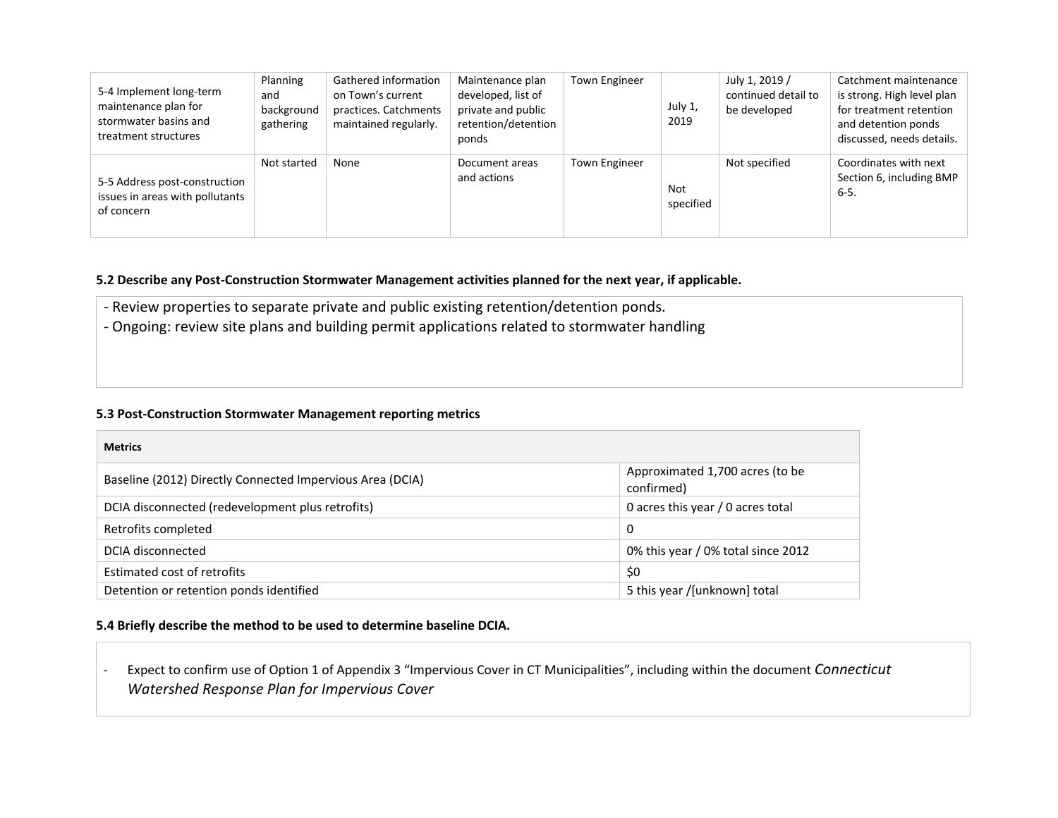| | | | | | | | |
|---|---|---|---|---|---|---|---|
| 5-4 Implement long-term maintenance plan for stormwater basins and treatment structures | Planning and background gathering | Gathered information on Town's current practices. Catchments maintained regularly. | Maintenance plan developed, list of private and public retention/detention ponds | Town Engineer | July 1, 2019 | July 1, 2019 / continued detail to be developed | Catchment maintenance is strong. High level plan for treatment retention and detention ponds discussed, needs details. |
| 5-5 Address post-construction issues in areas with pollutants of concern | Not started | None | Document areas and actions | Town Engineer | Not specified | Not specified | Coordinates with next Section 6, including BMP 6-5. |

**5.2 Describe any Post-Construction Stormwater Management activities planned for the next year, if applicable.**

- Review properties to separate private and public existing retention/detention ponds.
- Ongoing: review site plans and building permit applications related to stormwater handling

**5.3 Post-Construction Stormwater Management reporting metrics**

| Metrics | |
|---|---|
| Baseline (2012) Directly Connected Impervious Area (DCIA) | Approximated 1,700 acres (to be confirmed) |
| DCIA disconnected (redevelopment plus retrofits) | 0 acres this year / 0 acres total |
| Retrofits completed | 0 |
| DCIA disconnected | 0% this year / 0% total since 2012 |
| Estimated cost of retrofits | $0 |
| Detention or retention ponds identified | 5 this year /[unknown] total |

**5.4 Briefly describe the method to be used to determine baseline DCIA.**

- Expect to confirm use of Option 1 of Appendix 3 "Impervious Cover in CT Municipalities", including within the document *Connecticut Watershed Response Plan for Impervious Cover*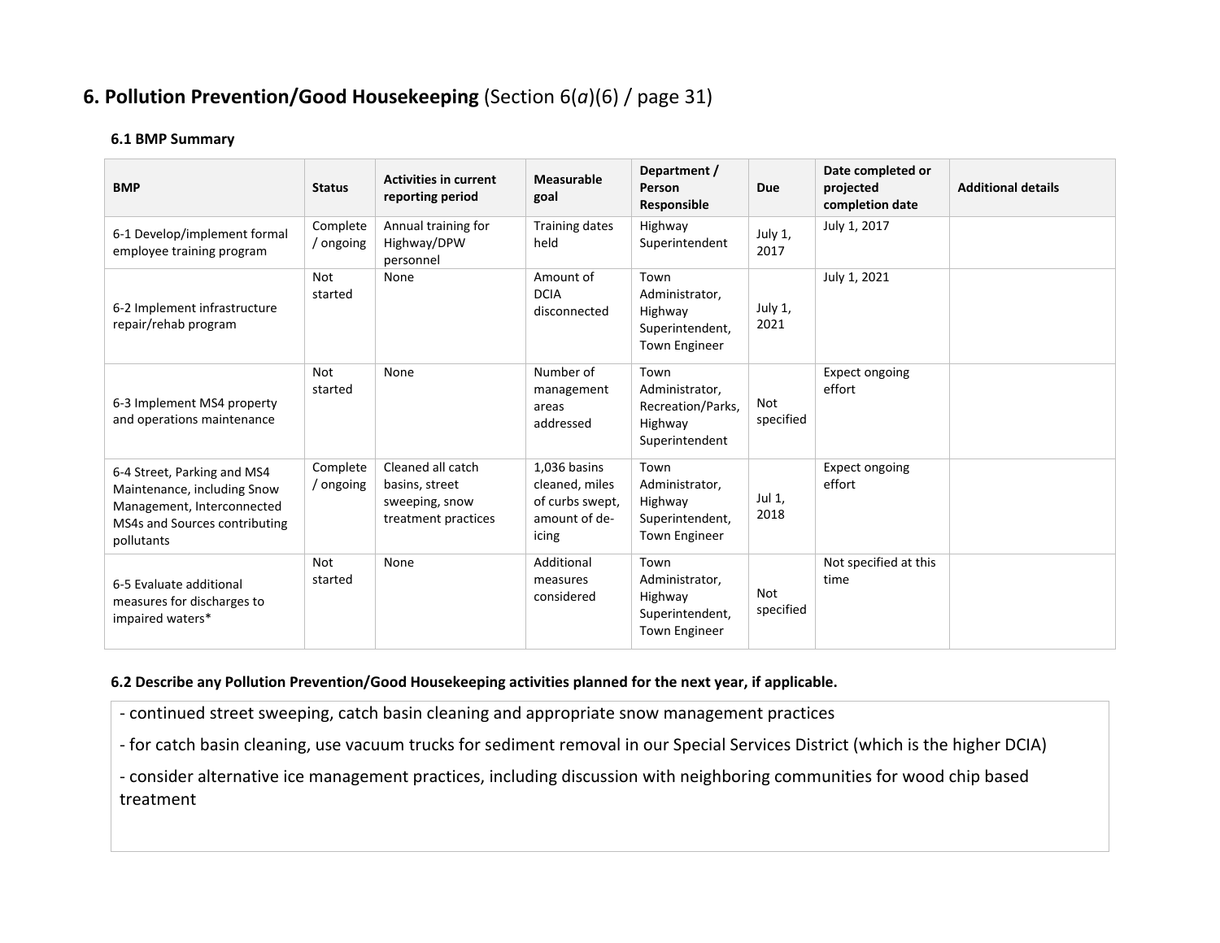## 6. Pollution Prevention/Good Housekeeping (Section 6(*a*)(6) / page 31)

### 6.1 BMP Summary

| BMP | Status | Activities in current reporting period | Measurable goal | Department / Person Responsible | Due | Date completed or projected completion date | Additional details |
|---|---|---|---|---|---|---|---|
| 6-1 Develop/implement formal employee training program | Complete / ongoing | Annual training for Highway/DPW personnel | Training dates held | Highway Superintendent | July 1, 2017 | July 1, 2017 | |
| 6-2 Implement infrastructure repair/rehab program | Not started | None | Amount of DCIA disconnected | Town Administrator, Highway Superintendent, Town Engineer | July 1, 2021 | July 1, 2021 | |
| 6-3 Implement MS4 property and operations maintenance | Not started | None | Number of management areas addressed | Town Administrator, Recreation/Parks, Highway Superintendent | Not specified | Expect ongoing effort | |
| 6-4 Street, Parking and MS4 Maintenance, including Snow Management, Interconnected MS4s and Sources contributing pollutants | Complete / ongoing | Cleaned all catch basins, street sweeping, snow treatment practices | 1,036 basins cleaned, miles of curbs swept, amount of de-icing | Town Administrator, Highway Superintendent, Town Engineer | Jul 1, 2018 | Expect ongoing effort | |
| 6-5 Evaluate additional measures for discharges to impaired waters* | Not started | None | Additional measures considered | Town Administrator, Highway Superintendent, Town Engineer | Not specified | Not specified at this time | |

### 6.2 Describe any Pollution Prevention/Good Housekeeping activities planned for the next year, if applicable.

- continued street sweeping, catch basin cleaning and appropriate snow management practices
- for catch basin cleaning, use vacuum trucks for sediment removal in our Special Services District (which is the higher DCIA)
- consider alternative ice management practices, including discussion with neighboring communities for wood chip based treatment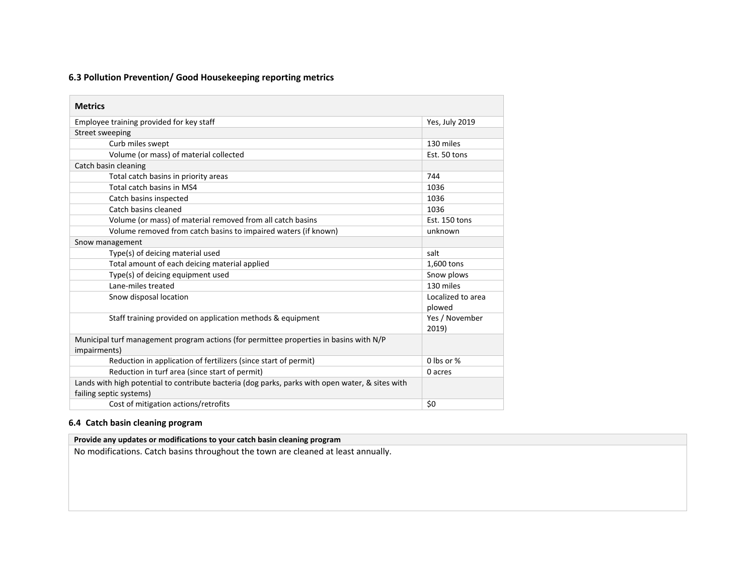### 6.3 Pollution Prevention/ Good Housekeeping reporting metrics

| Metrics | |
|---|---|
| Employee training provided for key staff | Yes, July 2019 |
| Street sweeping | |
| Curb miles swept | 130 miles |
| Volume (or mass) of material collected | Est. 50 tons |
| Catch basin cleaning | |
| Total catch basins in priority areas | 744 |
| Total catch basins in MS4 | 1036 |
| Catch basins inspected | 1036 |
| Catch basins cleaned | 1036 |
| Volume (or mass) of material removed from all catch basins | Est. 150 tons |
| Volume removed from catch basins to impaired waters (if known) | unknown |
| Snow management | |
| Type(s) of deicing material used | salt |
| Total amount of each deicing material applied | 1,600 tons |
| Type(s) of deicing equipment used | Snow plows |
| Lane-miles treated | 130 miles |
| Snow disposal location | Localized to area plowed |
| Staff training provided on application methods & equipment | Yes / November 2019) |
| Municipal turf management program actions (for permittee properties in basins with N/P impairments) | |
| Reduction in application of fertilizers (since start of permit) | 0 lbs or % |
| Reduction in turf area (since start of permit) | 0 acres |
| Lands with high potential to contribute bacteria (dog parks, parks with open water, & sites with failing septic systems) | |
| Cost of mitigation actions/retrofits | $0 |

### 6.4 Catch basin cleaning program

| Provide any updates or modifications to your catch basin cleaning program |
|---|
| No modifications. Catch basins throughout the town are cleaned at least annually. |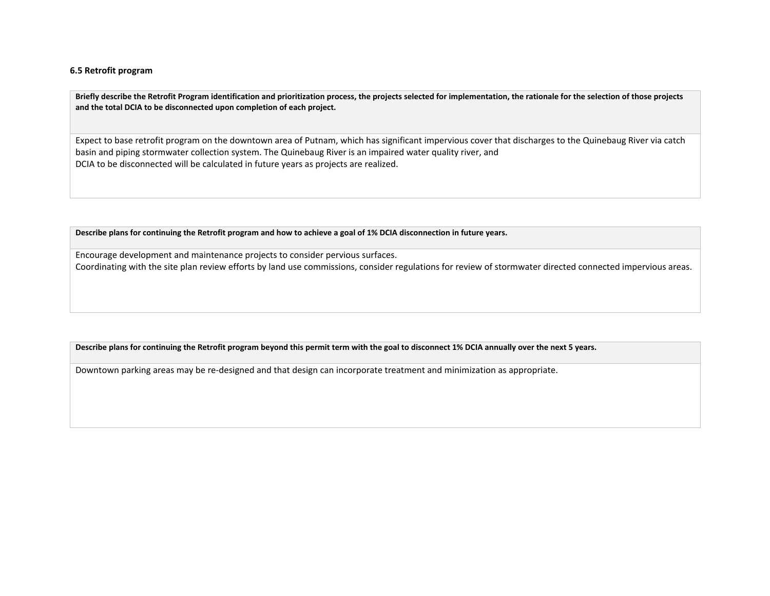### 6.5 Retrofit program

| Briefly describe the Retrofit Program identification and prioritization process, the projects selected for implementation, the rationale for the selection of those projects and the total DCIA to be disconnected upon completion of each project. |
| --- |
| Expect to base retrofit program on the downtown area of Putnam, which has significant impervious cover that discharges to the Quinebaug River via catch basin and piping stormwater collection system. The Quinebaug River is an impaired water quality river, and<br>DCIA to be disconnected will be calculated in future years as projects are realized. |

| Describe plans for continuing the Retrofit program and how to achieve a goal of 1% DCIA disconnection in future years. |
| --- |
| Encourage development and maintenance projects to consider pervious surfaces.<br>Coordinating with the site plan review efforts by land use commissions, consider regulations for review of stormwater directed connected impervious areas. |

| Describe plans for continuing the Retrofit program beyond this permit term with the goal to disconnect 1% DCIA annually over the next 5 years. |
| --- |
| Downtown parking areas may be re-designed and that design can incorporate treatment and minimization as appropriate. |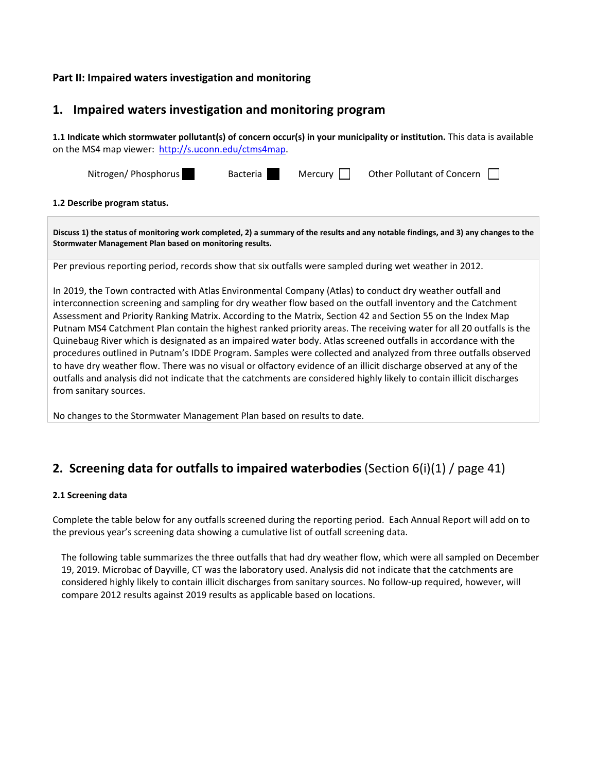**Part II: Impaired waters investigation and monitoring**

## 1. Impaired waters investigation and monitoring program

**1.1 Indicate which stormwater pollutant(s) of concern occur(s) in your municipality or institution.** This data is available on the MS4 map viewer: http://s.uconn.edu/ctms4map.

Nitrogen/ Phosphorus ■ Bacteria ■ Mercury ☐ Other Pollutant of Concern ☐

**1.2 Describe program status.**

| **Discuss 1) the status of monitoring work completed, 2) a summary of the results and any notable findings, and 3) any changes to the Stormwater Management Plan based on monitoring results.** |
|---|
| Per previous reporting period, records show that six outfalls were sampled during wet weather in 2012.<br><br>In 2019, the Town contracted with Atlas Environmental Company (Atlas) to conduct dry weather outfall and interconnection screening and sampling for dry weather flow based on the outfall inventory and the Catchment Assessment and Priority Ranking Matrix. According to the Matrix, Section 42 and Section 55 on the Index Map Putnam MS4 Catchment Plan contain the highest ranked priority areas. The receiving water for all 20 outfalls is the Quinebaug River which is designated as an impaired water body. Atlas screened outfalls in accordance with the procedures outlined in Putnam's IDDE Program. Samples were collected and analyzed from three outfalls observed to have dry weather flow. There was no visual or olfactory evidence of an illicit discharge observed at any of the outfalls and analysis did not indicate that the catchments are considered highly likely to contain illicit discharges from sanitary sources.<br><br>No changes to the Stormwater Management Plan based on results to date. |

## 2. Screening data for outfalls to impaired waterbodies (Section 6(i)(1) / page 41)

**2.1 Screening data**

Complete the table below for any outfalls screened during the reporting period. Each Annual Report will add on to the previous year's screening data showing a cumulative list of outfall screening data.

The following table summarizes the three outfalls that had dry weather flow, which were all sampled on December 19, 2019. Microbac of Dayville, CT was the laboratory used. Analysis did not indicate that the catchments are considered highly likely to contain illicit discharges from sanitary sources. No follow-up required, however, will compare 2012 results against 2019 results as applicable based on locations.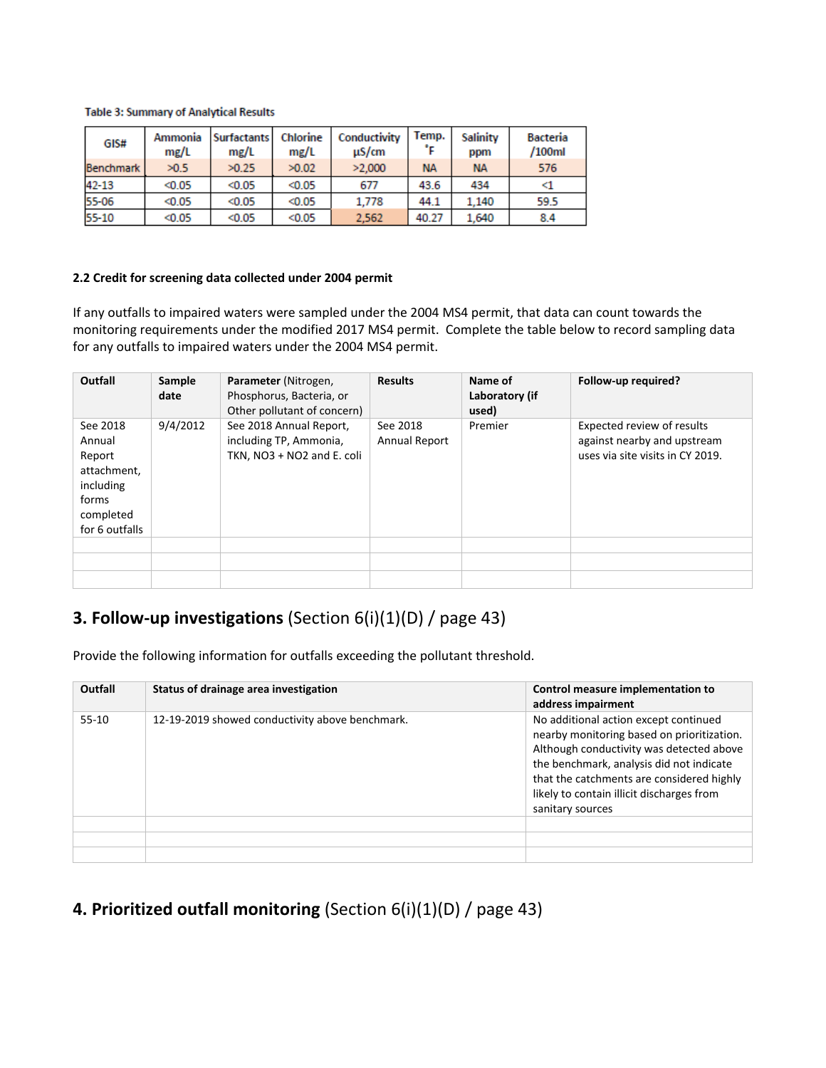Table 3: Summary of Analytical Results

| GIS# | Ammonia mg/L | Surfactants mg/L | Chlorine mg/L | Conductivity µS/cm | Temp. °F | Salinity ppm | Bacteria /100ml |
|---|---|---|---|---|---|---|---|
| Benchmark | >0.5 | >0.25 | >0.02 | >2,000 | NA | NA | 576 |
| 42-13 | <0.05 | <0.05 | <0.05 | 677 | 43.6 | 434 | <1 |
| 55-06 | <0.05 | <0.05 | <0.05 | 1,778 | 44.1 | 1,140 | 59.5 |
| 55-10 | <0.05 | <0.05 | <0.05 | 2,562 | 40.27 | 1,640 | 8.4 |

#### 2.2 Credit for screening data collected under 2004 permit

If any outfalls to impaired waters were sampled under the 2004 MS4 permit, that data can count towards the monitoring requirements under the modified 2017 MS4 permit. Complete the table below to record sampling data for any outfalls to impaired waters under the 2004 MS4 permit.

| Outfall | Sample date | Parameter (Nitrogen, Phosphorus, Bacteria, or Other pollutant of concern) | Results | Name of Laboratory (if used) | Follow-up required? |
|---|---|---|---|---|---|
| See 2018 Annual Report attachment, including forms completed for 6 outfalls | 9/4/2012 | See 2018 Annual Report, including TP, Ammonia, TKN, NO3 + NO2 and E. coli | See 2018 Annual Report | Premier | Expected review of results against nearby and upstream uses via site visits in CY 2019. |
| | | | | | |
| | | | | | |
| | | | | | |

## 3. Follow-up investigations (Section 6(i)(1)(D) / page 43)

Provide the following information for outfalls exceeding the pollutant threshold.

| Outfall | Status of drainage area investigation | Control measure implementation to address impairment |
|---|---|---|
| 55-10 | 12-19-2019 showed conductivity above benchmark. | No additional action except continued nearby monitoring based on prioritization. Although conductivity was detected above the benchmark, analysis did not indicate that the catchments are considered highly likely to contain illicit discharges from sanitary sources |
| | | |
| | | |
| | | |

## 4. Prioritized outfall monitoring (Section 6(i)(1)(D) / page 43)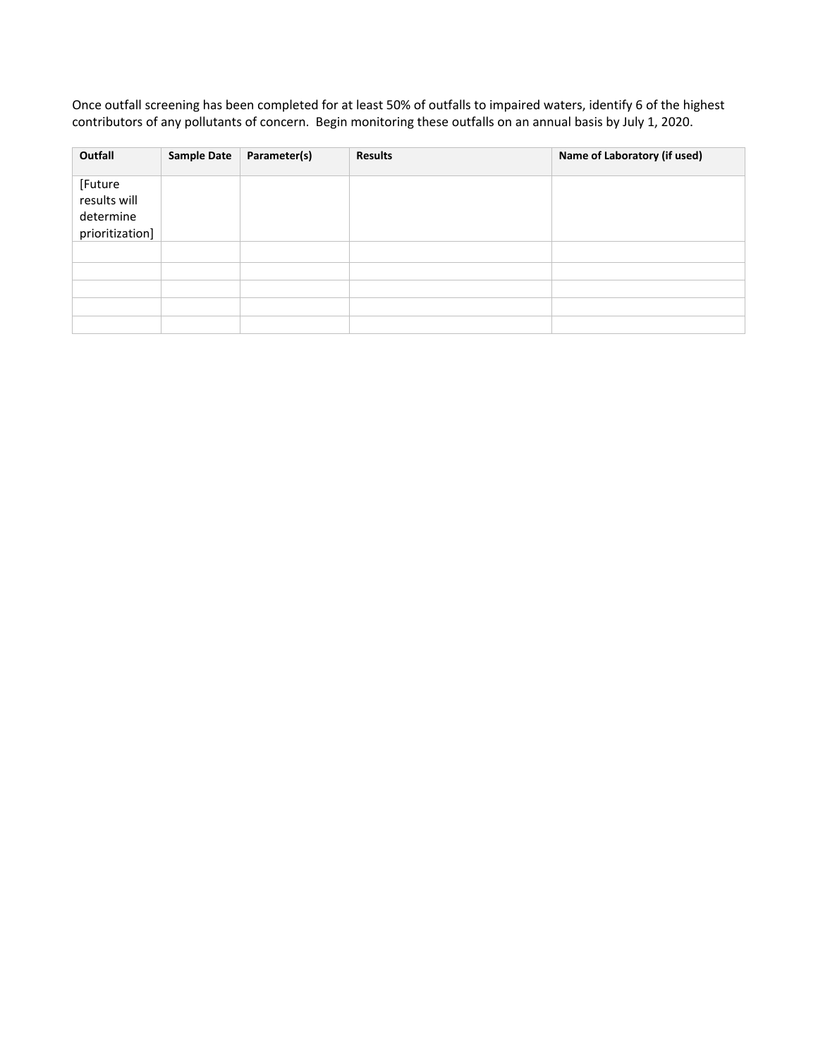Once outfall screening has been completed for at least 50% of outfalls to impaired waters, identify 6 of the highest contributors of any pollutants of concern. Begin monitoring these outfalls on an annual basis by July 1, 2020.

| Outfall | Sample Date | Parameter(s) | Results | Name of Laboratory (if used) |
|---|---|---|---|---|
| [Future results will determine prioritization] | | | | |
| | | | | |
| | | | | |
| | | | | |
| | | | | |
| | | | | |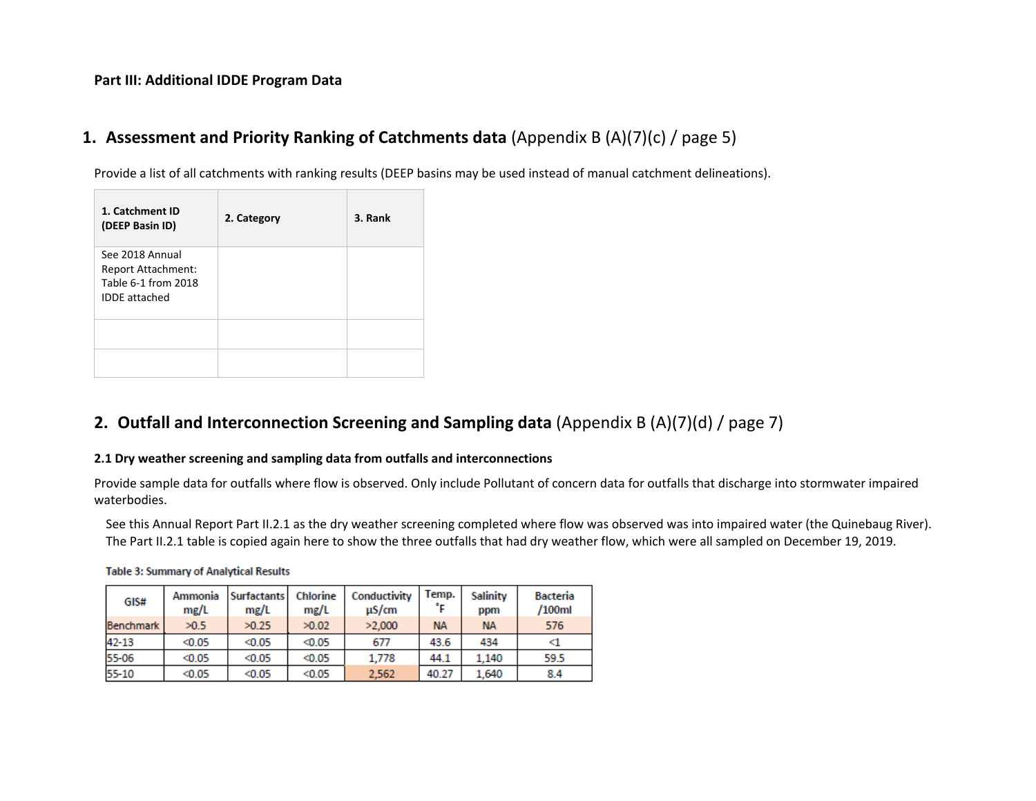**Part III: Additional IDDE Program Data**

## 1. Assessment and Priority Ranking of Catchments data (Appendix B (A)(7)(c) / page 5)

Provide a list of all catchments with ranking results (DEEP basins may be used instead of manual catchment delineations).

| 1. Catchment ID (DEEP Basin ID) | 2. Category | 3. Rank |
|---|---|---|
| See 2018 Annual Report Attachment: Table 6-1 from 2018 IDDE attached | | |
| | | |
| | | |

## 2. Outfall and Interconnection Screening and Sampling data (Appendix B (A)(7)(d) / page 7)

### 2.1 Dry weather screening and sampling data from outfalls and interconnections

Provide sample data for outfalls where flow is observed. Only include Pollutant of concern data for outfalls that discharge into stormwater impaired waterbodies.

See this Annual Report Part II.2.1 as the dry weather screening completed where flow was observed was into impaired water (the Quinebaug River). The Part II.2.1 table is copied again here to show the three outfalls that had dry weather flow, which were all sampled on December 19, 2019.

Table 3: Summary of Analytical Results

| GIS# | Ammonia mg/L | Surfactants mg/L | Chlorine mg/L | Conductivity µS/cm | Temp. °F | Salinity ppm | Bacteria /100ml |
|---|---|---|---|---|---|---|---|
| Benchmark | >0.5 | >0.25 | >0.02 | >2,000 | NA | NA | 576 |
| 42-13 | <0.05 | <0.05 | <0.05 | 677 | 43.6 | 434 | <1 |
| 55-06 | <0.05 | <0.05 | <0.05 | 1,778 | 44.1 | 1,140 | 59.5 |
| 55-10 | <0.05 | <0.05 | <0.05 | 2,562 | 40.27 | 1,640 | 8.4 |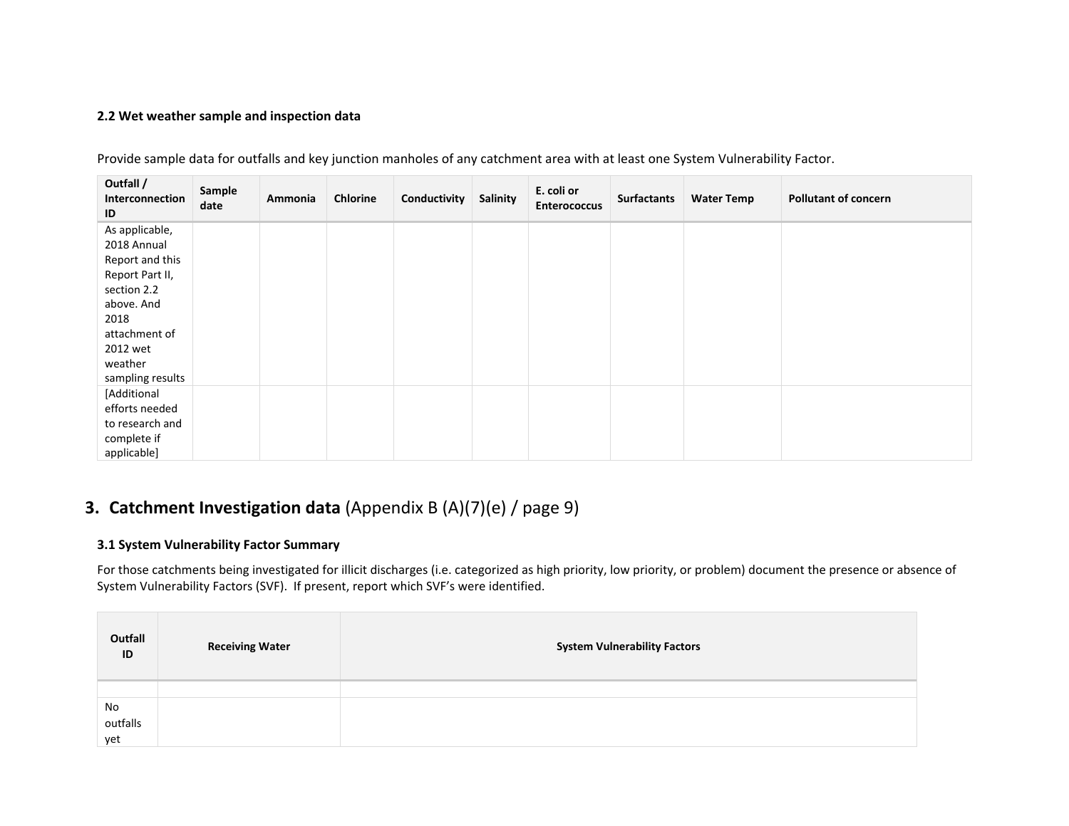### 2.2 Wet weather sample and inspection data

Provide sample data for outfalls and key junction manholes of any catchment area with at least one System Vulnerability Factor.

| Outfall / Interconnection ID | Sample date | Ammonia | Chlorine | Conductivity | Salinity | E. coli or Enterococcus | Surfactants | Water Temp | Pollutant of concern |
|---|---|---|---|---|---|---|---|---|---|
| As applicable, 2018 Annual Report and this Report Part II, section 2.2 above. And 2018 attachment of 2012 wet weather sampling results | | | | | | | | | |
| [Additional efforts needed to research and complete if applicable] | | | | | | | | | |

## 3. Catchment Investigation data (Appendix B (A)(7)(e) / page 9)

### 3.1 System Vulnerability Factor Summary

For those catchments being investigated for illicit discharges (i.e. categorized as high priority, low priority, or problem) document the presence or absence of System Vulnerability Factors (SVF). If present, report which SVF's were identified.

| Outfall ID | Receiving Water | System Vulnerability Factors |
|---|---|---|
| | | |
| No outfalls yet | | |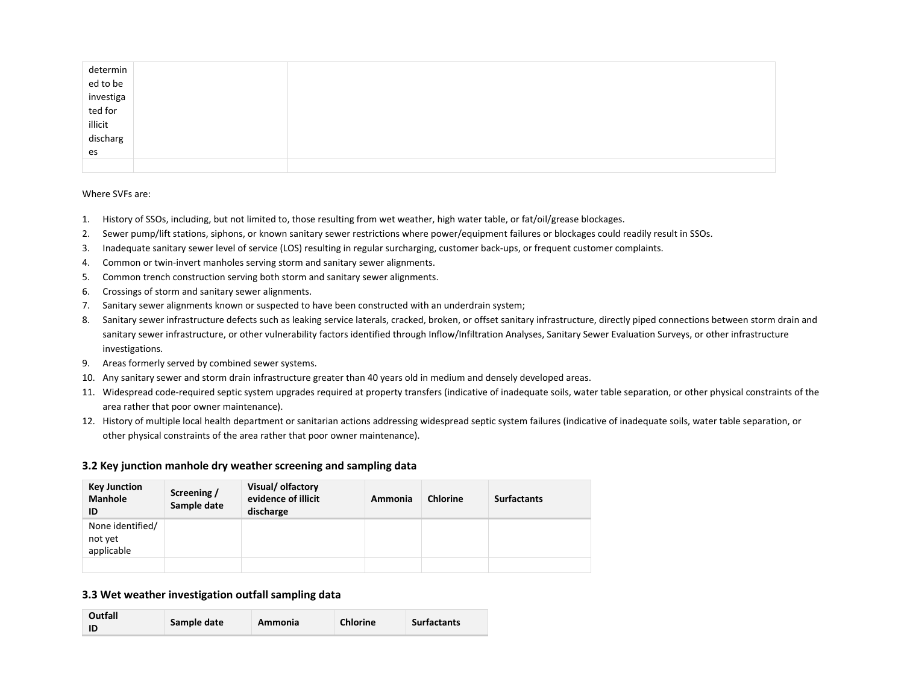| | | |
|---|---|---|
| determined to be investigated for illicit discharges | | |
| | | |

Where SVFs are:

1. History of SSOs, including, but not limited to, those resulting from wet weather, high water table, or fat/oil/grease blockages.
2. Sewer pump/lift stations, siphons, or known sanitary sewer restrictions where power/equipment failures or blockages could readily result in SSOs.
3. Inadequate sanitary sewer level of service (LOS) resulting in regular surcharging, customer back-ups, or frequent customer complaints.
4. Common or twin-invert manholes serving storm and sanitary sewer alignments.
5. Common trench construction serving both storm and sanitary sewer alignments.
6. Crossings of storm and sanitary sewer alignments.
7. Sanitary sewer alignments known or suspected to have been constructed with an underdrain system;
8. Sanitary sewer infrastructure defects such as leaking service laterals, cracked, broken, or offset sanitary infrastructure, directly piped connections between storm drain and sanitary sewer infrastructure, or other vulnerability factors identified through Inflow/Infiltration Analyses, Sanitary Sewer Evaluation Surveys, or other infrastructure investigations.
9. Areas formerly served by combined sewer systems.
10. Any sanitary sewer and storm drain infrastructure greater than 40 years old in medium and densely developed areas.
11. Widespread code-required septic system upgrades required at property transfers (indicative of inadequate soils, water table separation, or other physical constraints of the area rather that poor owner maintenance).
12. History of multiple local health department or sanitarian actions addressing widespread septic system failures (indicative of inadequate soils, water table separation, or other physical constraints of the area rather that poor owner maintenance).

### 3.2 Key junction manhole dry weather screening and sampling data

| Key Junction Manhole ID | Screening / Sample date | Visual/ olfactory evidence of illicit discharge | Ammonia | Chlorine | Surfactants |
|---|---|---|---|---|---|
| None identified/ not yet applicable | | | | | |
| | | | | | |

### 3.3 Wet weather investigation outfall sampling data

| Outfall ID | Sample date | Ammonia | Chlorine | Surfactants |
|---|---|---|---|---|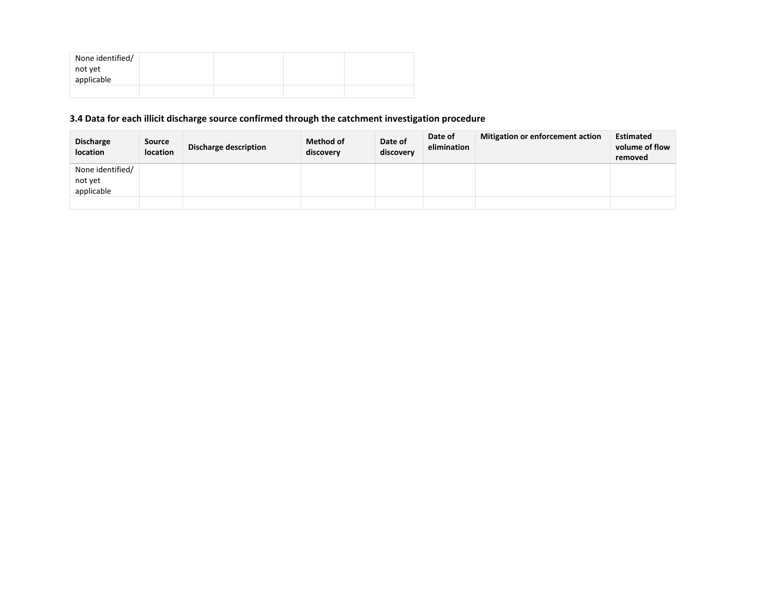| | | | | |
|---|---|---|---|---|
| None identified/ not yet applicable | | | | |
| | | | | |

### 3.4 Data for each illicit discharge source confirmed through the catchment investigation procedure

| Discharge location | Source location | Discharge description | Method of discovery | Date of discovery | Date of elimination | Mitigation or enforcement action | Estimated volume of flow removed |
|---|---|---|---|---|---|---|---|
| None identified/ not yet applicable | | | | | | | |
| | | | | | | | |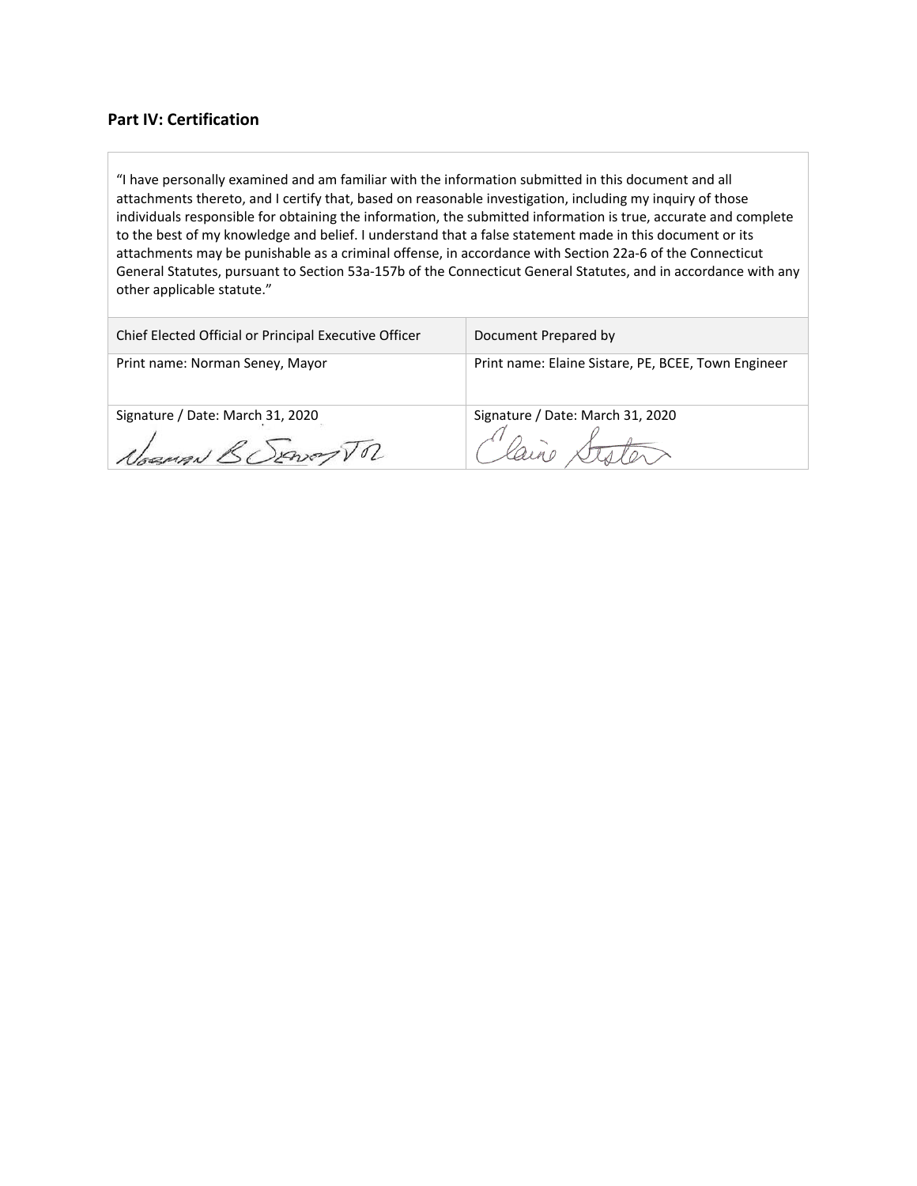## Part IV: Certification

"I have personally examined and am familiar with the information submitted in this document and all attachments thereto, and I certify that, based on reasonable investigation, including my inquiry of those individuals responsible for obtaining the information, the submitted information is true, accurate and complete to the best of my knowledge and belief. I understand that a false statement made in this document or its attachments may be punishable as a criminal offense, in accordance with Section 22a-6 of the Connecticut General Statutes, pursuant to Section 53a-157b of the Connecticut General Statutes, and in accordance with any other applicable statute."

| Chief Elected Official or Principal Executive Officer | Document Prepared by |
|---|---|
| Print name: Norman Seney, Mayor | Print name: Elaine Sistare, PE, BCEE, Town Engineer |
| Signature / Date: March 31, 2020 | Signature / Date: March 31, 2020 |